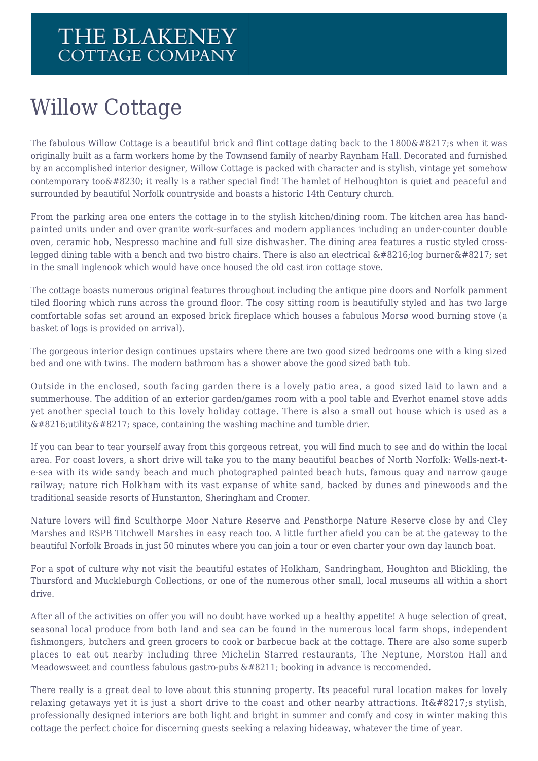# THE BLAKENEY COTTAGE COMPANY

# Willow Cottage

The fabulous Willow Cottage is a beautiful brick and flint cottage dating back to the 1800&#8217;s when it was originally built as a farm workers home by the Townsend family of nearby Raynham Hall. Decorated and furnished by an accomplished interior designer, Willow Cottage is packed with character and is stylish, vintage yet somehow contemporary too&#8230; it really is a rather special find! The hamlet of Helhoughton is quiet and peaceful and surrounded by beautiful Norfolk countryside and boasts a historic 14th Century church.

From the parking area one enters the cottage in to the stylish kitchen/dining room. The kitchen area has hand-painted units under and over granite work-surfaces and modern appliances including an under-counter double oven, ceramic hob, Nespresso machine and full size dishwasher. The dining area features a rustic styled cross-legged dining table with a bench and two bistro chairs. There is also an electrical &#8216;log burner&#8217; set in the small inglenook which would have once housed the old cast iron cottage stove.

The cottage boasts numerous original features throughout including the antique pine doors and Norfolk pamment tiled flooring which runs across the ground floor. The cosy sitting room is beautifully styled and has two large comfortable sofas set around an exposed brick fireplace which houses a fabulous Morsø wood burning stove (a basket of logs is provided on arrival).

The gorgeous interior design continues upstairs where there are two good sized bedrooms one with a king sized bed and one with twins. The modern bathroom has a shower above the good sized bath tub.

Outside in the enclosed, south facing garden there is a lovely patio area, a good sized laid to lawn and a summerhouse. The addition of an exterior garden/games room with a pool table and Everhot enamel stove adds yet another special touch to this lovely holiday cottage. There is also a small out house which is used as a &#8216;utility&#8217; space, containing the washing machine and tumble drier.

If you can bear to tear yourself away from this gorgeous retreat, you will find much to see and do within the local area. For coast lovers, a short drive will take you to the many beautiful beaches of North Norfolk: Wells-next-the-sea with its wide sandy beach and much photographed painted beach huts, famous quay and narrow gauge railway; nature rich Holkham with its vast expanse of white sand, backed by dunes and pinewoods and the traditional seaside resorts of Hunstanton, Sheringham and Cromer.

Nature lovers will find Sculthorpe Moor Nature Reserve and Pensthorpe Nature Reserve close by and Cley Marshes and RSPB Titchwell Marshes in easy reach too. A little further afield you can be at the gateway to the beautiful Norfolk Broads in just 50 minutes where you can join a tour or even charter your own day launch boat.

For a spot of culture why not visit the beautiful estates of Holkham, Sandringham, Houghton and Blickling, the Thursford and Muckleburgh Collections, or one of the numerous other small, local museums all within a short drive.

After all of the activities on offer you will no doubt have worked up a healthy appetite! A huge selection of great, seasonal local produce from both land and sea can be found in the numerous local farm shops, independent fishmongers, butchers and green grocers to cook or barbecue back at the cottage. There are also some superb places to eat out nearby including three Michelin Starred restaurants, The Neptune, Morston Hall and Meadowsweet and countless fabulous gastro-pubs &#8211; booking in advance is reccomended.

There really is a great deal to love about this stunning property. Its peaceful rural location makes for lovely relaxing getaways yet it is just a short drive to the coast and other nearby attractions. It&#8217;s stylish, professionally designed interiors are both light and bright in summer and comfy and cosy in winter making this cottage the perfect choice for discerning guests seeking a relaxing hideaway, whatever the time of year.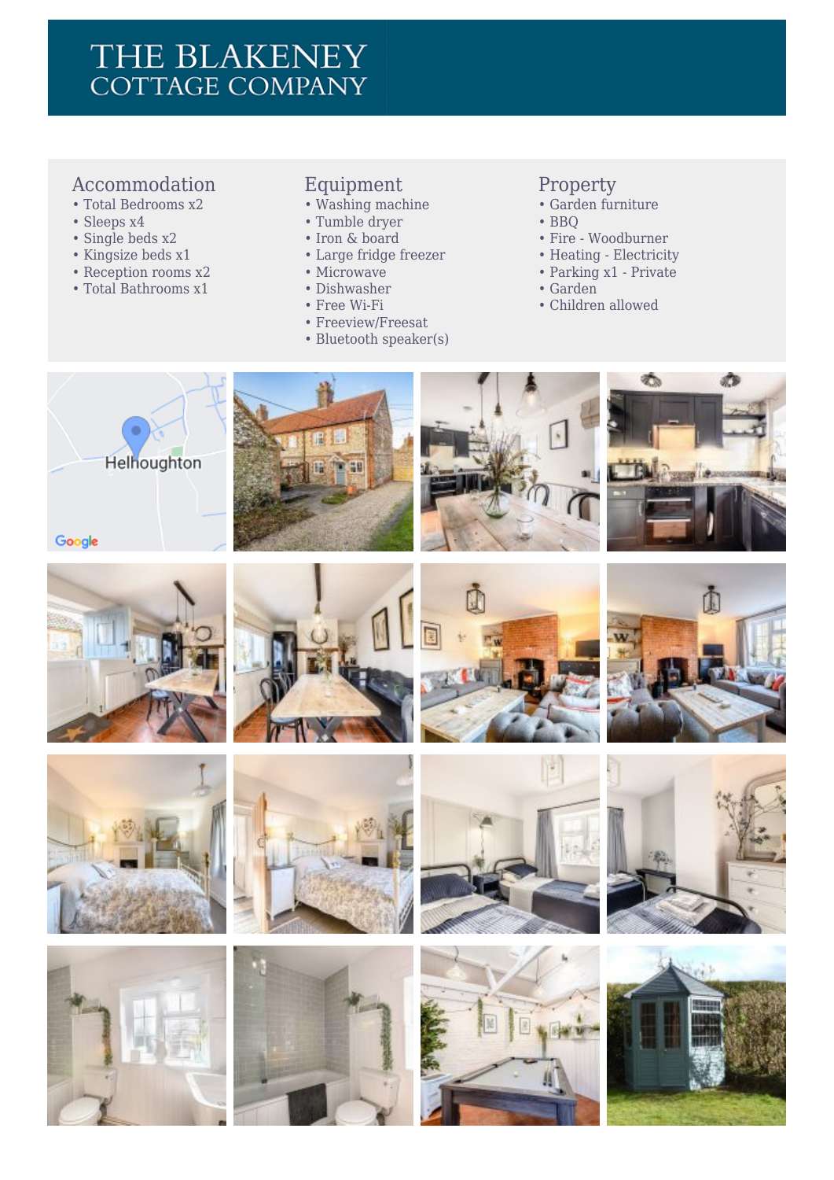# THE BLAKENEY COTTAGE COMPANY

## Accommodation

- Total Bedrooms x2
- Sleeps x4
- Single beds x2
- Kingsize beds x1
- Reception rooms x2
- Total Bathrooms x1

## Equipment

- Washing machine
- Tumble dryer
- Iron & board
- Large fridge freezer
- Microwave
- Dishwasher
- Free Wi-Fi
- Freeview/Freesat
- Bluetooth speaker(s)

## Property

- Garden furniture
- BBQ
- Fire - Woodburner
- Heating - Electricity
- Parking x1 - Private
- Garden
- Children allowed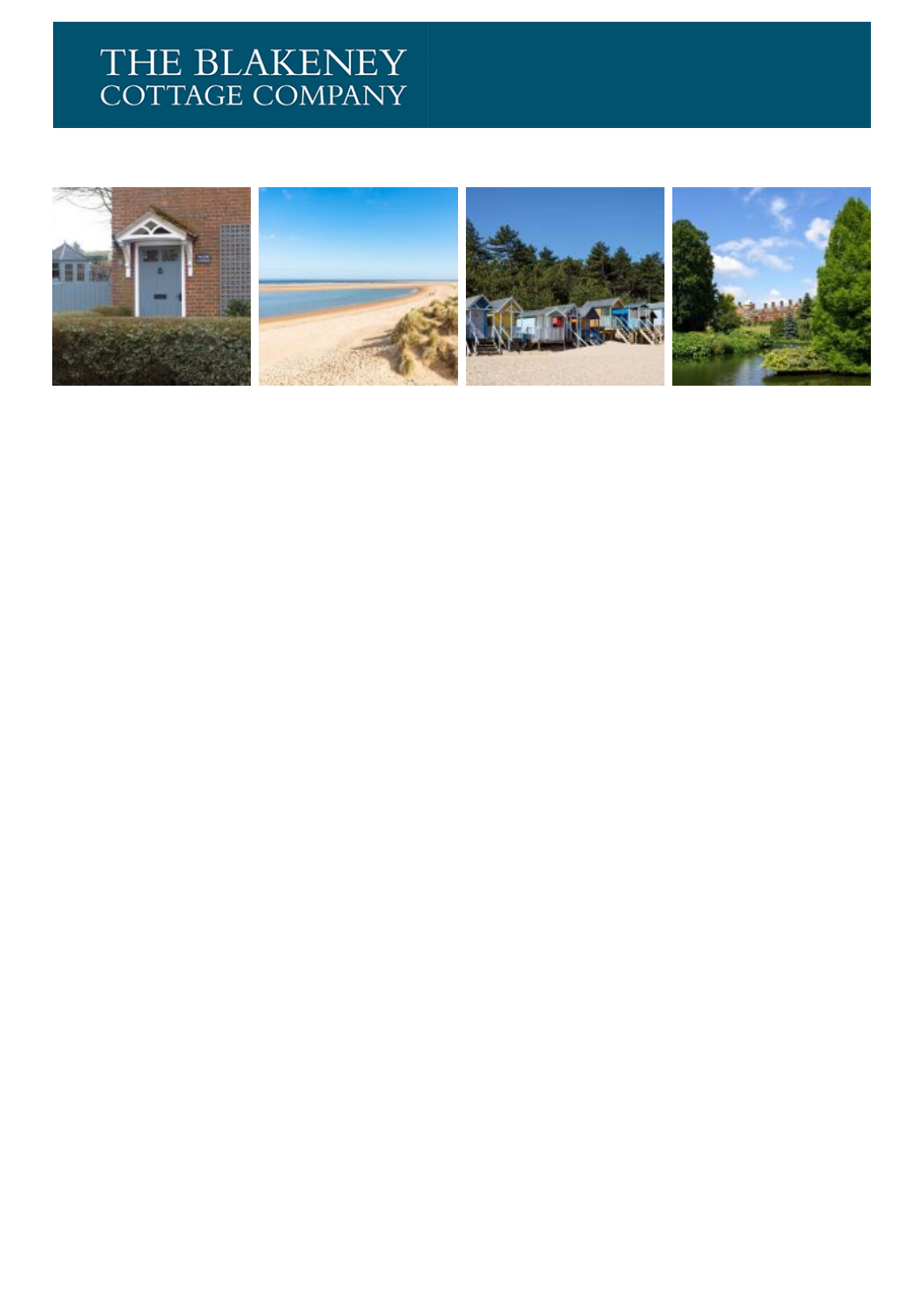THE BLAKENEY
COTTAGE COMPANY